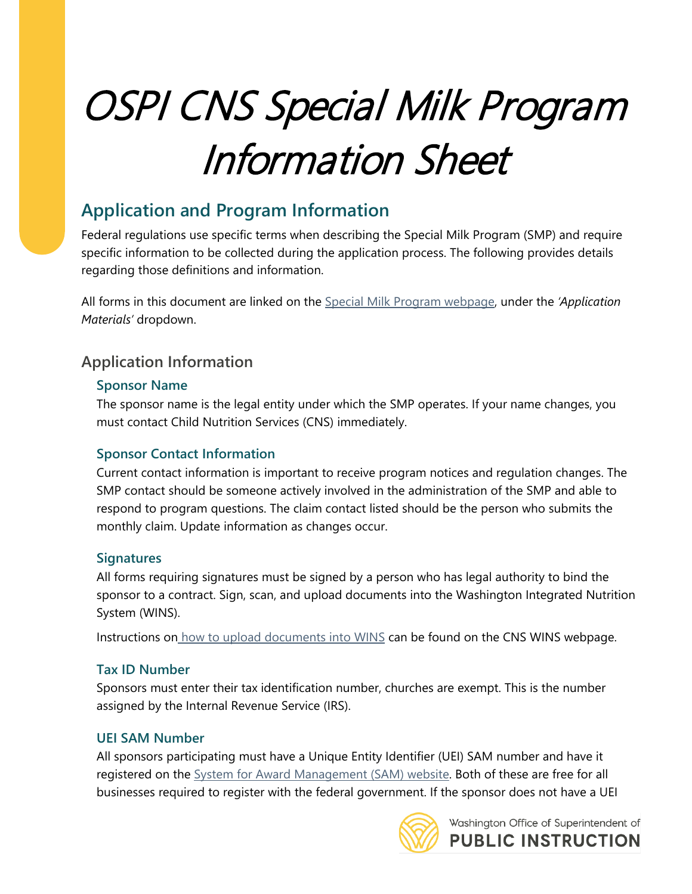# OSPI CNS Special Milk Program Information Sheet

## Application and Program Information

Federal regulations use specific terms when describing the Special Milk Program (SMP) and require specific information to be collected during the application process. The following provides details regarding those definitions and information.

All forms in this document are linked on the [Special Milk Program webpage](), under the *'Application Materials'* dropdown.

### Application Information

#### Sponsor Name

The sponsor name is the legal entity under which the SMP operates. If your name changes, you must contact Child Nutrition Services (CNS) immediately.

#### Sponsor Contact Information

Current contact information is important to receive program notices and regulation changes. The SMP contact should be someone actively involved in the administration of the SMP and able to respond to program questions. The claim contact listed should be the person who submits the monthly claim. Update information as changes occur.

#### Signatures

All forms requiring signatures must be signed by a person who has legal authority to bind the sponsor to a contract. Sign, scan, and upload documents into the Washington Integrated Nutrition System (WINS).

Instructions on [how to upload documents into WINS]() can be found on the CNS WINS webpage.

#### Tax ID Number

Sponsors must enter their tax identification number, churches are exempt. This is the number assigned by the Internal Revenue Service (IRS).

#### UEI SAM Number

All sponsors participating must have a Unique Entity Identifier (UEI) SAM number and have it registered on the [System for Award Management (SAM) website](). Both of these are free for all businesses required to register with the federal government. If the sponsor does not have a UEI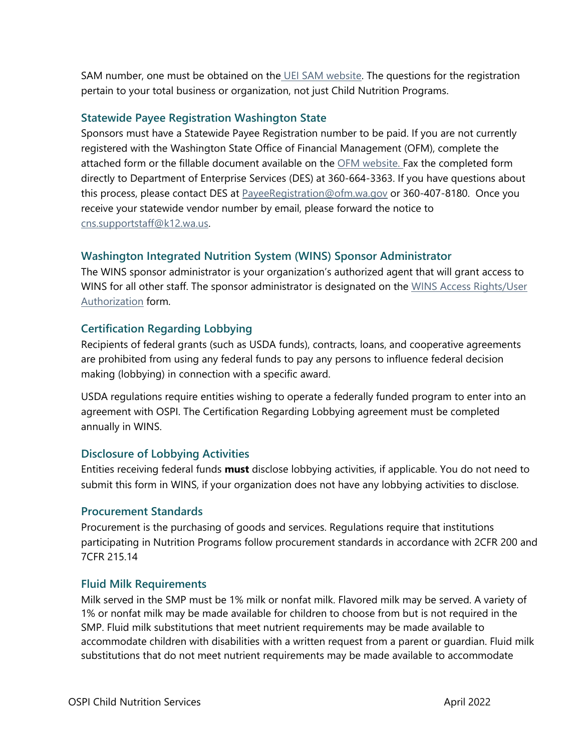SAM number, one must be obtained on the UEI SAM website. The questions for the registration pertain to your total business or organization, not just Child Nutrition Programs.

### Statewide Payee Registration Washington State

Sponsors must have a Statewide Payee Registration number to be paid. If you are not currently registered with the Washington State Office of Financial Management (OFM), complete the attached form or the fillable document available on the OFM website. Fax the completed form directly to Department of Enterprise Services (DES) at 360-664-3363. If you have questions about this process, please contact DES at PayeeRegistration@ofm.wa.gov or 360-407-8180. Once you receive your statewide vendor number by email, please forward the notice to cns.supportstaff@k12.wa.us.

### Washington Integrated Nutrition System (WINS) Sponsor Administrator

The WINS sponsor administrator is your organization's authorized agent that will grant access to WINS for all other staff. The sponsor administrator is designated on the WINS Access Rights/User Authorization form.

### Certification Regarding Lobbying

Recipients of federal grants (such as USDA funds), contracts, loans, and cooperative agreements are prohibited from using any federal funds to pay any persons to influence federal decision making (lobbying) in connection with a specific award.

USDA regulations require entities wishing to operate a federally funded program to enter into an agreement with OSPI. The Certification Regarding Lobbying agreement must be completed annually in WINS.

### Disclosure of Lobbying Activities

Entities receiving federal funds **must** disclose lobbying activities, if applicable. You do not need to submit this form in WINS, if your organization does not have any lobbying activities to disclose.

### Procurement Standards

Procurement is the purchasing of goods and services. Regulations require that institutions participating in Nutrition Programs follow procurement standards in accordance with 2CFR 200 and 7CFR 215.14

### Fluid Milk Requirements

Milk served in the SMP must be 1% milk or nonfat milk. Flavored milk may be served. A variety of 1% or nonfat milk may be made available for children to choose from but is not required in the SMP. Fluid milk substitutions that meet nutrient requirements may be made available to accommodate children with disabilities with a written request from a parent or guardian. Fluid milk substitutions that do not meet nutrient requirements may be made available to accommodate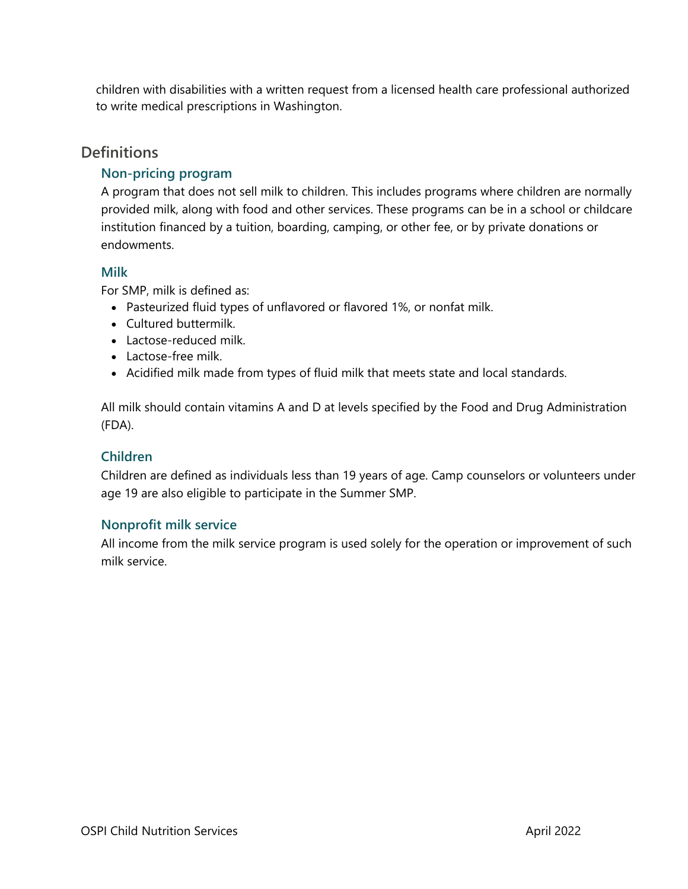children with disabilities with a written request from a licensed health care professional authorized to write medical prescriptions in Washington.

## Definitions

### Non-pricing program

A program that does not sell milk to children. This includes programs where children are normally provided milk, along with food and other services. These programs can be in a school or childcare institution financed by a tuition, boarding, camping, or other fee, or by private donations or endowments.

### Milk

For SMP, milk is defined as:

- Pasteurized fluid types of unflavored or flavored 1%, or nonfat milk.
- Cultured buttermilk.
- Lactose-reduced milk.
- Lactose-free milk.
- Acidified milk made from types of fluid milk that meets state and local standards.

All milk should contain vitamins A and D at levels specified by the Food and Drug Administration (FDA).

### Children

Children are defined as individuals less than 19 years of age. Camp counselors or volunteers under age 19 are also eligible to participate in the Summer SMP.

### Nonprofit milk service

All income from the milk service program is used solely for the operation or improvement of such milk service.